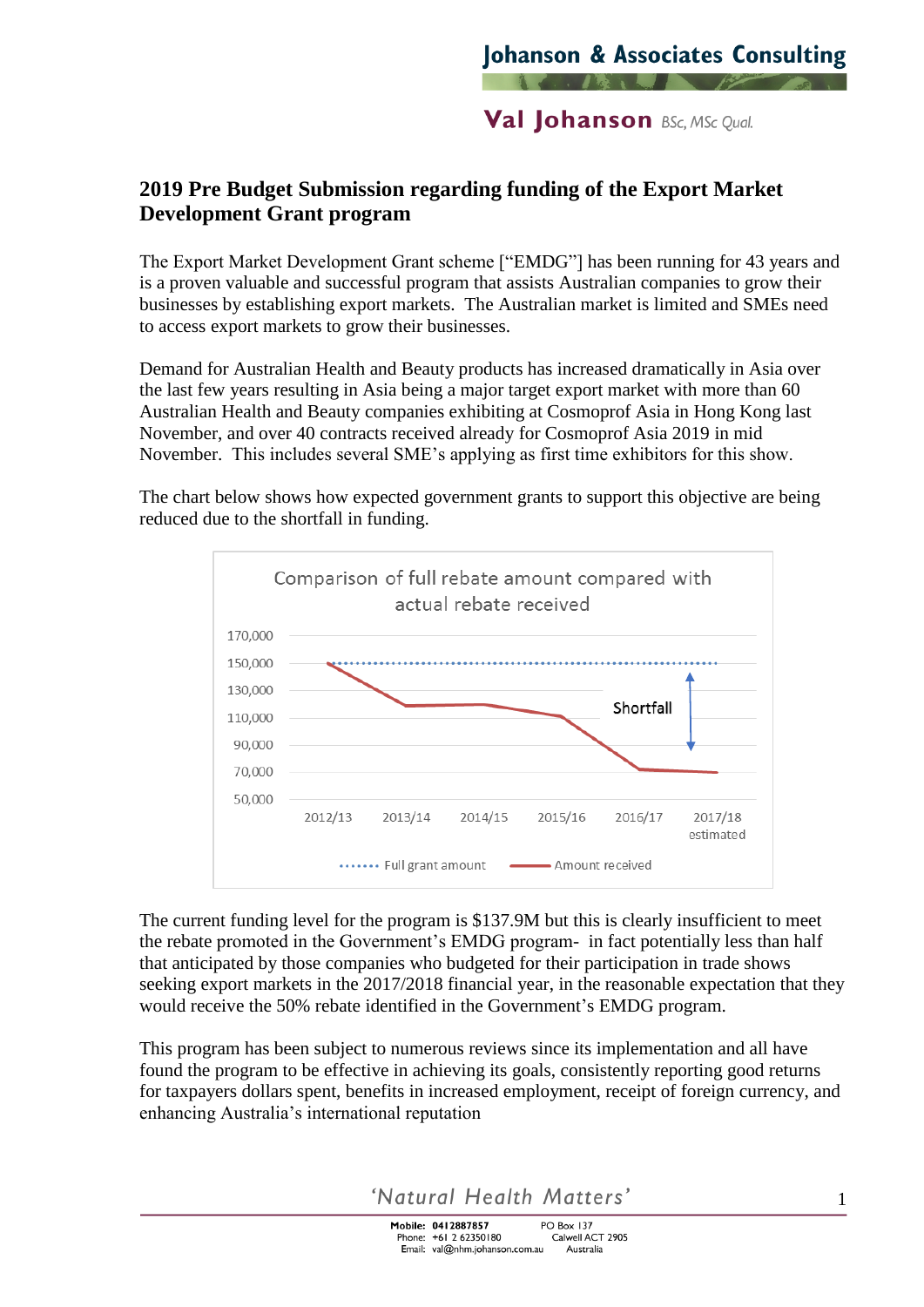Johanson & Associates Consulting

Val Johanson BSc, MSc Qual.

## 2019 Pre Budget Submission regarding funding of the Export Market Development Grant program

The Export Market Development Grant scheme ["EMDG"] has been running for 43 years and is a proven valuable and successful program that assists Australian companies to grow their businesses by establishing export markets. The Australian market is limited and SMEs need to access export markets to grow their businesses.

Demand for Australian Health and Beauty products has increased dramatically in Asia over the last few years resulting in Asia being a major target export market with more than 60 Australian Health and Beauty companies exhibiting at Cosmoprof Asia in Hong Kong last November, and over 40 contracts received already for Cosmoprof Asia 2019 in mid November. This includes several SME's applying as first time exhibitors for this show.

The chart below shows how expected government grants to support this objective are being reduced due to the shortfall in funding.

Comparison of full rebate amount compared with actual rebate received

| Year | Full grant amount | Amount received |
|---|---|---|
| 2012/13 | 150,000 | 150,000 |
| 2013/14 | 150,000 | ~119,000 |
| 2014/15 | 150,000 | ~120,000 |
| 2015/16 | 150,000 | ~112,000 |
| 2016/17 | 150,000 | ~72,000 |
| 2017/18 estimated | 150,000 | ~70,000 |

Shortfall

The current funding level for the program is $137.9M but this is clearly insufficient to meet the rebate promoted in the Government's EMDG program- in fact potentially less than half that anticipated by those companies who budgeted for their participation in trade shows seeking export markets in the 2017/2018 financial year, in the reasonable expectation that they would receive the 50% rebate identified in the Government's EMDG program.

This program has been subject to numerous reviews since its implementation and all have found the program to be effective in achieving its goals, consistently reporting good returns for taxpayers dollars spent, benefits in increased employment, receipt of foreign currency, and enhancing Australia's international reputation

'Natural Health Matters'

Mobile: 0412887857 PO Box 137
Phone: +61 2 62350180 Calwell ACT 2905
Email: val@nhm.johanson.com.au Australia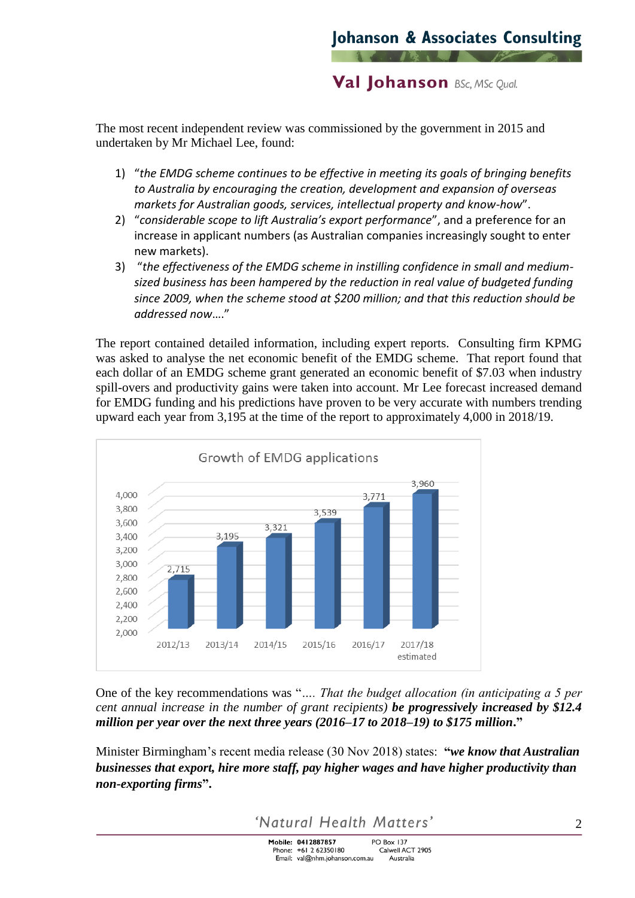The most recent independent review was commissioned by the government in 2015 and undertaken by Mr Michael Lee, found:

1) "*the EMDG scheme continues to be effective in meeting its goals of bringing benefits to Australia by encouraging the creation, development and expansion of overseas markets for Australian goods, services, intellectual property and know-how*".
2) "*considerable scope to lift Australia's export performance*", and a preference for an increase in applicant numbers (as Australian companies increasingly sought to enter new markets).
3) "*the effectiveness of the EMDG scheme in instilling confidence in small and medium-sized business has been hampered by the reduction in real value of budgeted funding since 2009, when the scheme stood at $200 million; and that this reduction should be addressed now….*"

The report contained detailed information, including expert reports. Consulting firm KPMG was asked to analyse the net economic benefit of the EMDG scheme. That report found that each dollar of an EMDG scheme grant generated an economic benefit of $7.03 when industry spill-overs and productivity gains were taken into account. Mr Lee forecast increased demand for EMDG funding and his predictions have proven to be very accurate with numbers trending upward each year from 3,195 at the time of the report to approximately 4,000 in 2018/19.

**Growth of EMDG applications**

| Year | Applications |
|---|---|
| 2012/13 | 2,715 |
| 2013/14 | 3,195 |
| 2014/15 | 3,321 |
| 2015/16 | 3,539 |
| 2016/17 | 3,771 |
| 2017/18 estimated | 3,960 |

One of the key recommendations was "*…. That the budget allocation (in anticipating a 5 per cent annual increase in the number of grant recipients)* ***be progressively increased by $12.4 million per year over the next three years (2016–17 to 2018–19) to $175 million.***"

Minister Birmingham's recent media release (30 Nov 2018) states: ***"we know that Australian businesses that export, hire more staff, pay higher wages and have higher productivity than non-exporting firms".***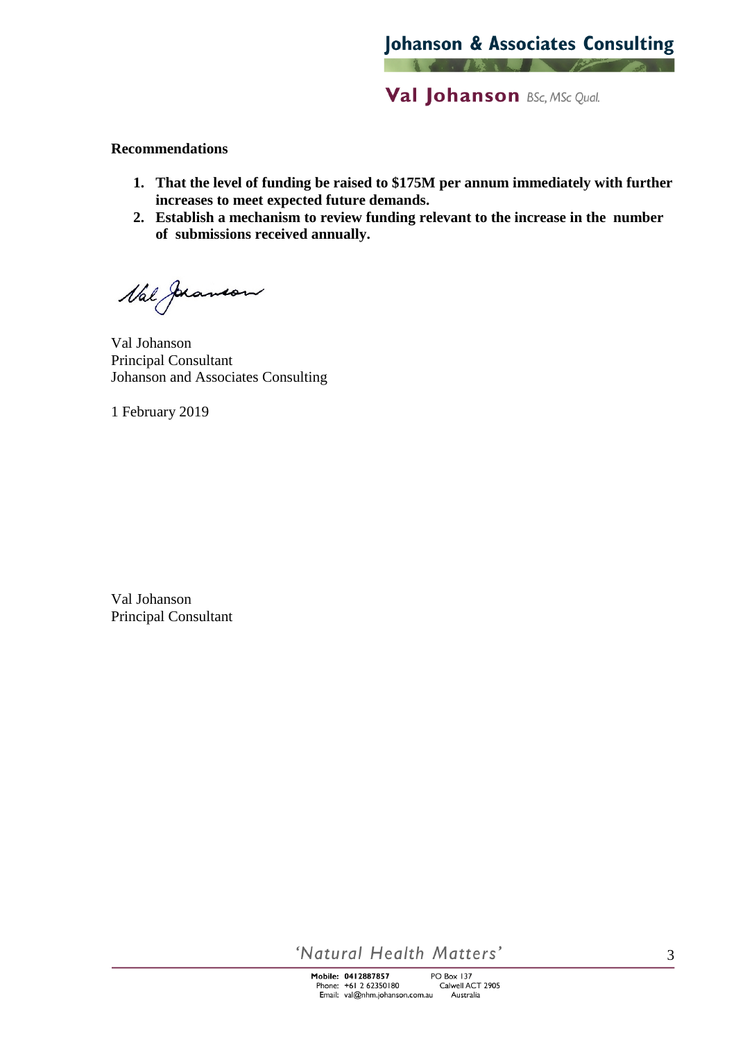**Recommendations**

1. **That the level of funding be raised to $175M per annum immediately with further increases to meet expected future demands.**
2. **Establish a mechanism to review funding relevant to the increase in the number of submissions received annually.**

Val Johanson
Principal Consultant
Johanson and Associates Consulting

1 February 2019

Val Johanson
Principal Consultant